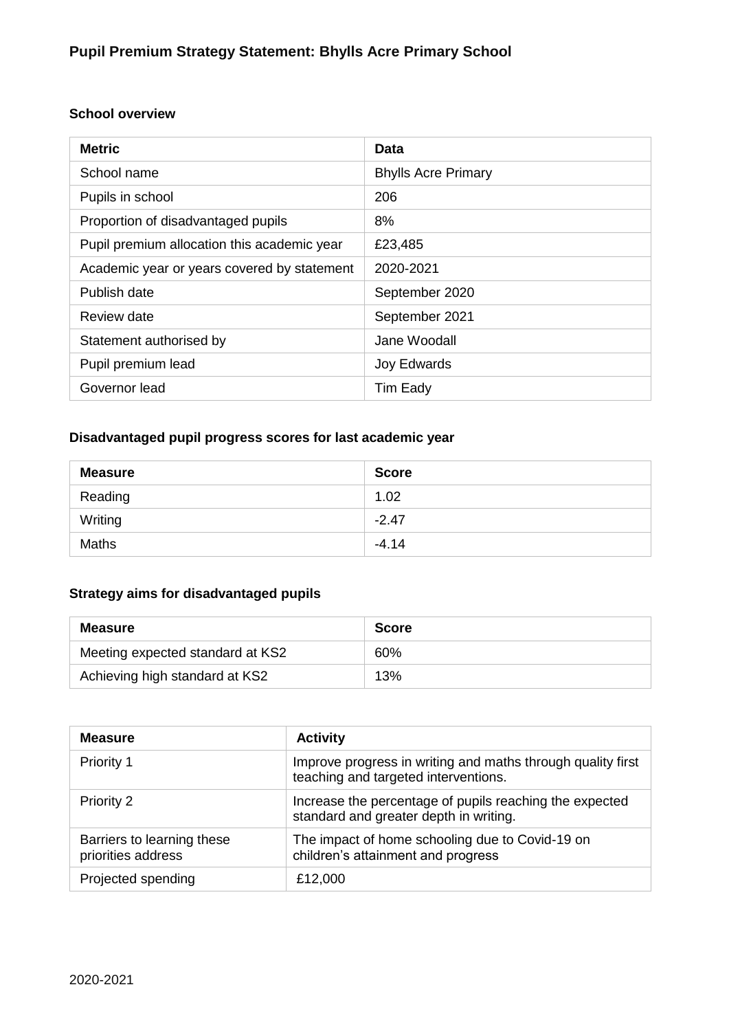# Pupil Premium Strategy Statement: Bhylls Acre Primary School

## School overview

| Metric | Data |
|---|---|
| School name | Bhylls Acre Primary |
| Pupils in school | 206 |
| Proportion of disadvantaged pupils | 8% |
| Pupil premium allocation this academic year | £23,485 |
| Academic year or years covered by statement | 2020-2021 |
| Publish date | September 2020 |
| Review date | September 2021 |
| Statement authorised by | Jane Woodall |
| Pupil premium lead | Joy Edwards |
| Governor lead | Tim Eady |

## Disadvantaged pupil progress scores for last academic year

| Measure | Score |
|---|---|
| Reading | 1.02 |
| Writing | -2.47 |
| Maths | -4.14 |

## Strategy aims for disadvantaged pupils

| Measure | Score |
|---|---|
| Meeting expected standard at KS2 | 60% |
| Achieving high standard at KS2 | 13% |

| Measure | Activity |
|---|---|
| Priority 1 | Improve progress in writing and maths through quality first teaching and targeted interventions. |
| Priority 2 | Increase the percentage of pupils reaching the expected standard and greater depth in writing. |
| Barriers to learning these priorities address | The impact of home schooling due to Covid-19 on children's attainment and progress |
| Projected spending | £12,000 |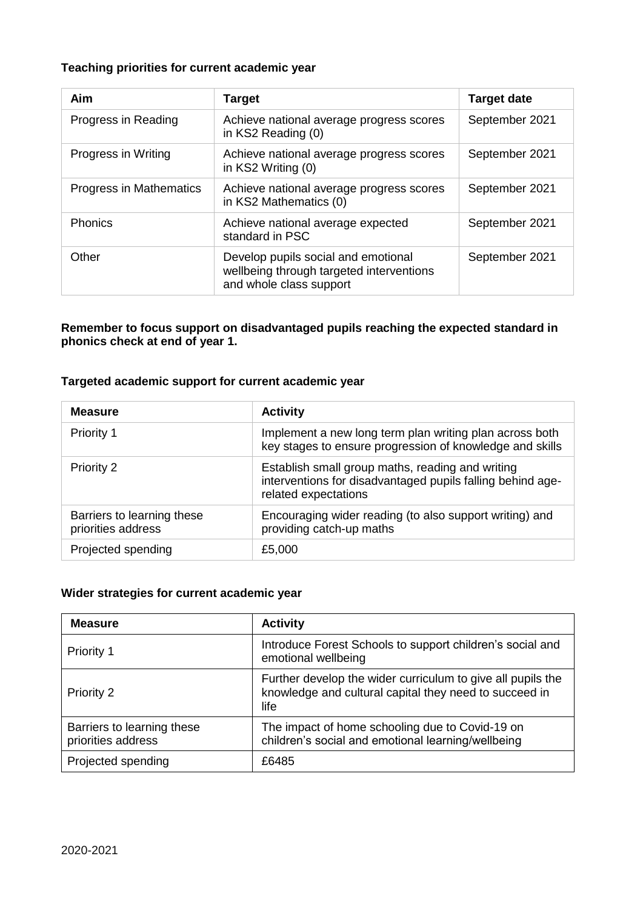**Teaching priorities for current academic year**

| Aim | Target | Target date |
|---|---|---|
| Progress in Reading | Achieve national average progress scores in KS2 Reading (0) | September 2021 |
| Progress in Writing | Achieve national average progress scores in KS2 Writing (0) | September 2021 |
| Progress in Mathematics | Achieve national average progress scores in KS2 Mathematics (0) | September 2021 |
| Phonics | Achieve national average expected standard in PSC | September 2021 |
| Other | Develop pupils social and emotional wellbeing through targeted interventions and whole class support | September 2021 |

**Remember to focus support on disadvantaged pupils reaching the expected standard in phonics check at end of year 1.**

**Targeted academic support for current academic year**

| Measure | Activity |
|---|---|
| Priority 1 | Implement a new long term plan writing plan across both key stages to ensure progression of knowledge and skills |
| Priority 2 | Establish small group maths, reading and writing interventions for disadvantaged pupils falling behind age-related expectations |
| Barriers to learning these priorities address | Encouraging wider reading (to also support writing) and providing catch-up maths |
| Projected spending | £5,000 |

**Wider strategies for current academic year**

| Measure | Activity |
|---|---|
| Priority 1 | Introduce Forest Schools to support children's social and emotional wellbeing |
| Priority 2 | Further develop the wider curriculum to give all pupils the knowledge and cultural capital they need to succeed in life |
| Barriers to learning these priorities address | The impact of home schooling due to Covid-19 on children's social and emotional learning/wellbeing |
| Projected spending | £6485 |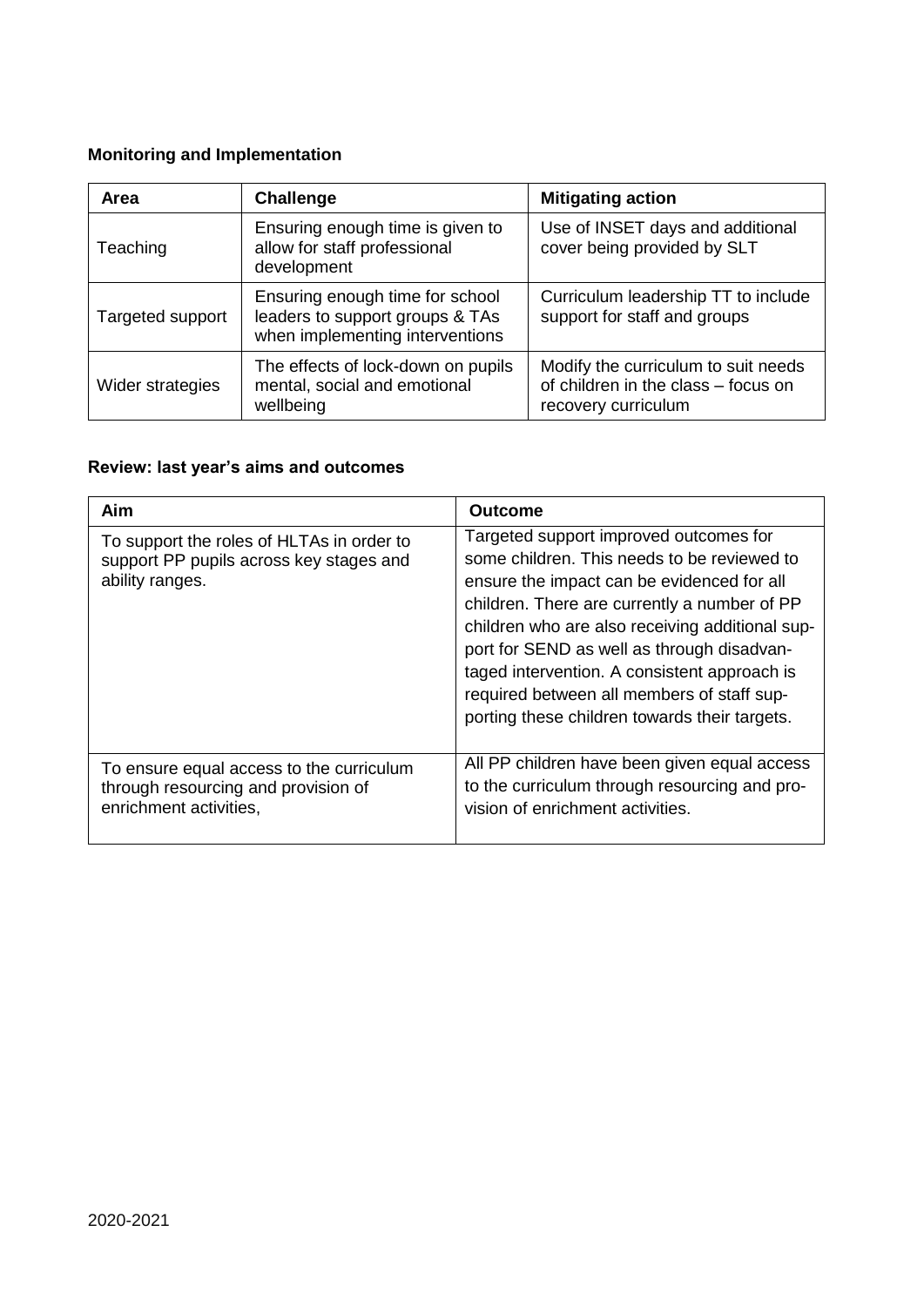**Monitoring and Implementation**

| Area | Challenge | Mitigating action |
|---|---|---|
| Teaching | Ensuring enough time is given to allow for staff professional development | Use of INSET days and additional cover being provided by SLT |
| Targeted support | Ensuring enough time for school leaders to support groups & TAs when implementing interventions | Curriculum leadership TT to include support for staff and groups |
| Wider strategies | The effects of lock-down on pupils mental, social and emotional wellbeing | Modify the curriculum to suit needs of children in the class – focus on recovery curriculum |

**Review: last year's aims and outcomes**

| Aim | Outcome |
|---|---|
| To support the roles of HLTAs in order to support PP pupils across key stages and ability ranges. | Targeted support improved outcomes for some children. This needs to be reviewed to ensure the impact can be evidenced for all children. There are currently a number of PP children who are also receiving additional support for SEND as well as through disadvantaged intervention. A consistent approach is required between all members of staff supporting these children towards their targets. |
| To ensure equal access to the curriculum through resourcing and provision of enrichment activities, | All PP children have been given equal access to the curriculum through resourcing and provision of enrichment activities. |

2020-2021